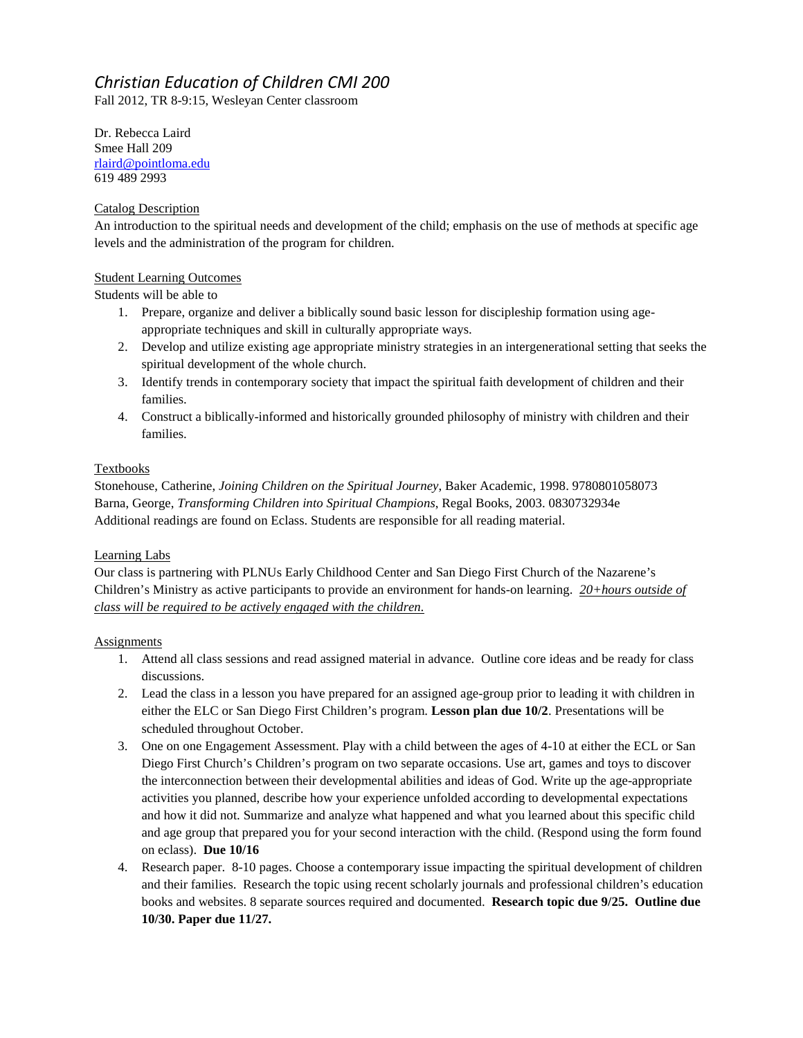# *Christian Education of Children CMI 200*

Fall 2012, TR 8-9:15, Wesleyan Center classroom

Dr. Rebecca Laird
Smee Hall 209
rlaird@pointloma.edu
619 489 2993

## Catalog Description

An introduction to the spiritual needs and development of the child; emphasis on the use of methods at specific age levels and the administration of the program for children.

## Student Learning Outcomes

Students will be able to

1. Prepare, organize and deliver a biblically sound basic lesson for discipleship formation using age-appropriate techniques and skill in culturally appropriate ways.
2. Develop and utilize existing age appropriate ministry strategies in an intergenerational setting that seeks the spiritual development of the whole church.
3. Identify trends in contemporary society that impact the spiritual faith development of children and their families.
4. Construct a biblically-informed and historically grounded philosophy of ministry with children and their families.

## Textbooks

Stonehouse, Catherine, *Joining Children on the Spiritual Journey*, Baker Academic, 1998. 9780801058073
Barna, George, *Transforming Children into Spiritual Champions*, Regal Books, 2003. 0830732934e
Additional readings are found on Eclass. Students are responsible for all reading material.

## Learning Labs

Our class is partnering with PLNUs Early Childhood Center and San Diego First Church of the Nazarene's Children's Ministry as active participants to provide an environment for hands-on learning. *20+hours outside of class will be required to be actively engaged with the children.*

## Assignments

1. Attend all class sessions and read assigned material in advance. Outline core ideas and be ready for class discussions.
2. Lead the class in a lesson you have prepared for an assigned age-group prior to leading it with children in either the ELC or San Diego First Children's program. **Lesson plan due 10/2**. Presentations will be scheduled throughout October.
3. One on one Engagement Assessment. Play with a child between the ages of 4-10 at either the ECL or San Diego First Church's Children's program on two separate occasions. Use art, games and toys to discover the interconnection between their developmental abilities and ideas of God. Write up the age-appropriate activities you planned, describe how your experience unfolded according to developmental expectations and how it did not. Summarize and analyze what happened and what you learned about this specific child and age group that prepared you for your second interaction with the child. (Respond using the form found on eclass). **Due 10/16**
4. Research paper. 8-10 pages. Choose a contemporary issue impacting the spiritual development of children and their families. Research the topic using recent scholarly journals and professional children's education books and websites. 8 separate sources required and documented. **Research topic due 9/25. Outline due 10/30. Paper due 11/27.**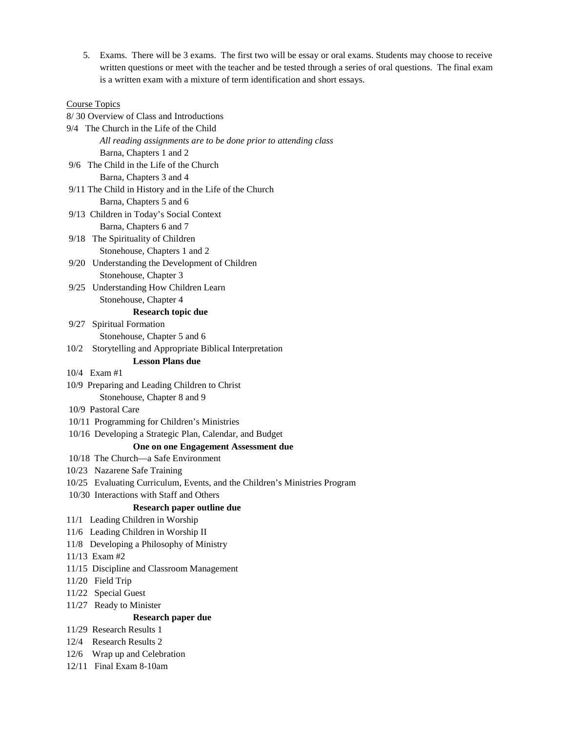5. Exams. There will be 3 exams. The first two will be essay or oral exams. Students may choose to receive written questions or meet with the teacher and be tested through a series of oral questions. The final exam is a written exam with a mixture of term identification and short essays.

<u>Course Topics</u>

8/ 30 Overview of Class and Introductions

9/4 The Church in the Life of the Child
*All reading assignments are to be done prior to attending class*
Barna, Chapters 1 and 2

9/6 The Child in the Life of the Church
Barna, Chapters 3 and 4

9/11 The Child in History and in the Life of the Church
Barna, Chapters 5 and 6

9/13 Children in Today's Social Context
Barna, Chapters 6 and 7

9/18 The Spirituality of Children
Stonehouse, Chapters 1 and 2

9/20 Understanding the Development of Children
Stonehouse, Chapter 3

9/25 Understanding How Children Learn
Stonehouse, Chapter 4
**Research topic due**

9/27 Spiritual Formation
Stonehouse, Chapter 5 and 6

10/2 Storytelling and Appropriate Biblical Interpretation
**Lesson Plans due**

10/4 Exam #1

10/9 Preparing and Leading Children to Christ
Stonehouse, Chapter 8 and 9

10/9 Pastoral Care

10/11 Programming for Children's Ministries

10/16 Developing a Strategic Plan, Calendar, and Budget
**One on one Engagement Assessment due**

10/18 The Church—a Safe Environment

10/23 Nazarene Safe Training

10/25 Evaluating Curriculum, Events, and the Children's Ministries Program

10/30 Interactions with Staff and Others
**Research paper outline due**

11/1 Leading Children in Worship

11/6 Leading Children in Worship II

11/8 Developing a Philosophy of Ministry

11/13 Exam #2

11/15 Discipline and Classroom Management

11/20 Field Trip

11/22 Special Guest

11/27 Ready to Minister
**Research paper due**

11/29 Research Results 1

12/4 Research Results 2

12/6 Wrap up and Celebration

12/11 Final Exam 8-10am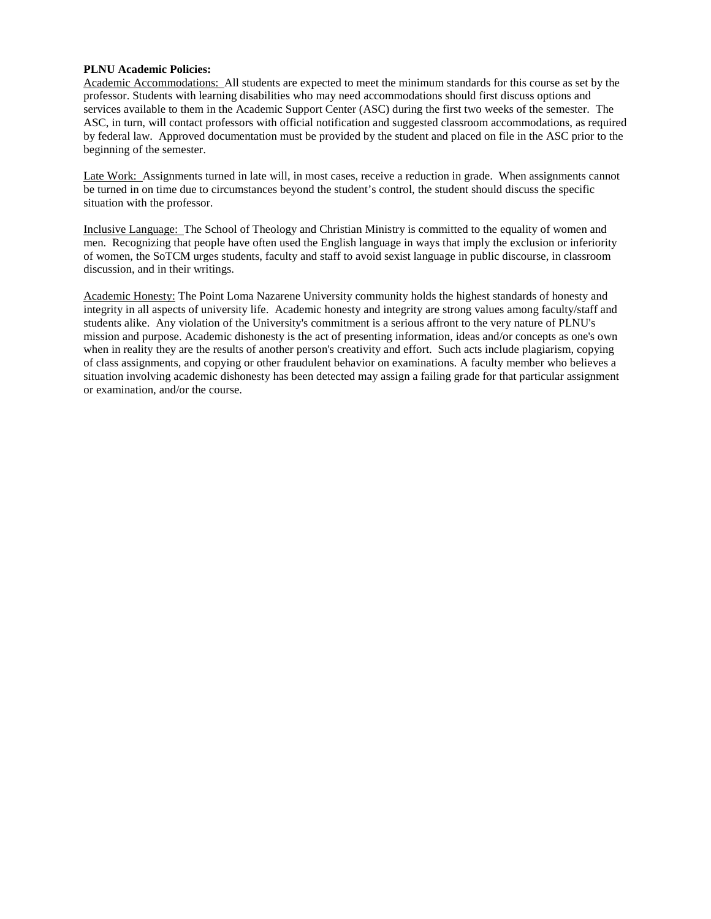**PLNU Academic Policies:**

Academic Accommodations: All students are expected to meet the minimum standards for this course as set by the professor. Students with learning disabilities who may need accommodations should first discuss options and services available to them in the Academic Support Center (ASC) during the first two weeks of the semester. The ASC, in turn, will contact professors with official notification and suggested classroom accommodations, as required by federal law. Approved documentation must be provided by the student and placed on file in the ASC prior to the beginning of the semester.

Late Work: Assignments turned in late will, in most cases, receive a reduction in grade. When assignments cannot be turned in on time due to circumstances beyond the student's control, the student should discuss the specific situation with the professor.

Inclusive Language: The School of Theology and Christian Ministry is committed to the equality of women and men. Recognizing that people have often used the English language in ways that imply the exclusion or inferiority of women, the SoTCM urges students, faculty and staff to avoid sexist language in public discourse, in classroom discussion, and in their writings.

Academic Honesty: The Point Loma Nazarene University community holds the highest standards of honesty and integrity in all aspects of university life. Academic honesty and integrity are strong values among faculty/staff and students alike. Any violation of the University's commitment is a serious affront to the very nature of PLNU's mission and purpose. Academic dishonesty is the act of presenting information, ideas and/or concepts as one's own when in reality they are the results of another person's creativity and effort. Such acts include plagiarism, copying of class assignments, and copying or other fraudulent behavior on examinations. A faculty member who believes a situation involving academic dishonesty has been detected may assign a failing grade for that particular assignment or examination, and/or the course.